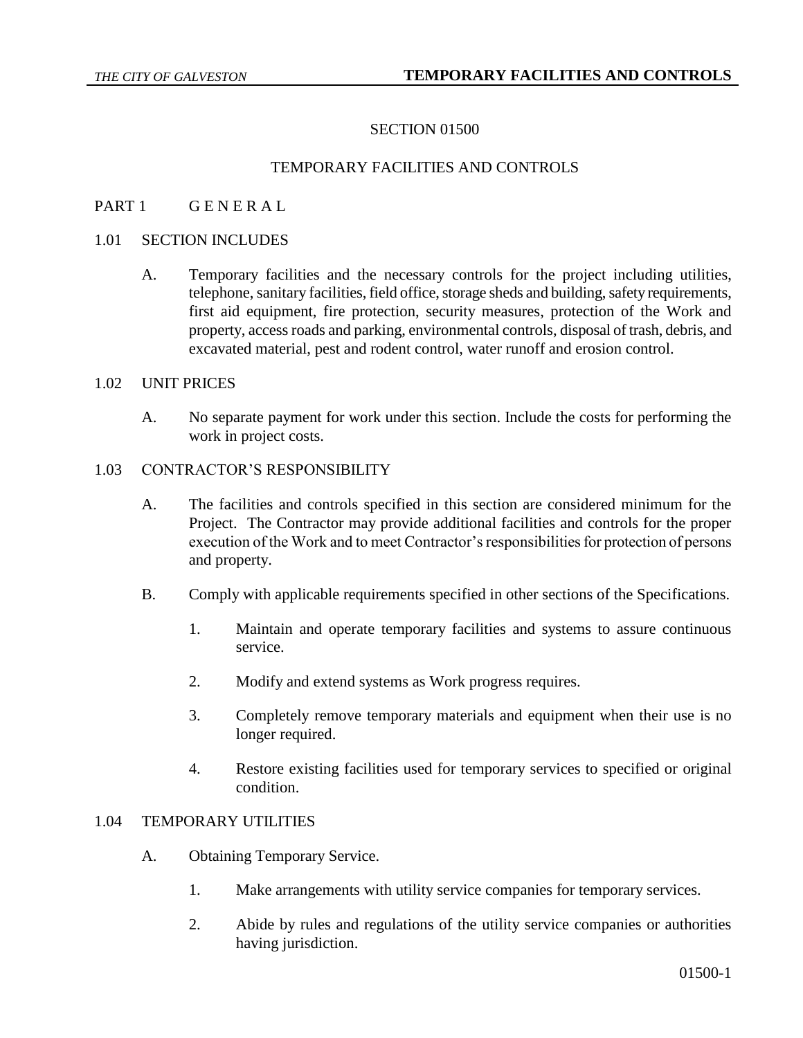# SECTION 01500

# TEMPORARY FACILITIES AND CONTROLS

## PART 1 G E N E R A L

### 1.01 SECTION INCLUDES

A. Temporary facilities and the necessary controls for the project including utilities, telephone, sanitary facilities, field office, storage sheds and building, safety requirements, first aid equipment, fire protection, security measures, protection of the Work and property, access roads and parking, environmental controls, disposal of trash, debris, and excavated material, pest and rodent control, water runoff and erosion control.

### 1.02 UNIT PRICES

A. No separate payment for work under this section. Include the costs for performing the work in project costs.

### 1.03 CONTRACTOR'S RESPONSIBILITY

A. The facilities and controls specified in this section are considered minimum for the Project. The Contractor may provide additional facilities and controls for the proper execution of the Work and to meet Contractor's responsibilities for protection of persons and property.

B. Comply with applicable requirements specified in other sections of the Specifications.

1. Maintain and operate temporary facilities and systems to assure continuous service.
2. Modify and extend systems as Work progress requires.
3. Completely remove temporary materials and equipment when their use is no longer required.
4. Restore existing facilities used for temporary services to specified or original condition.

### 1.04 TEMPORARY UTILITIES

A. Obtaining Temporary Service.

1. Make arrangements with utility service companies for temporary services.
2. Abide by rules and regulations of the utility service companies or authorities having jurisdiction.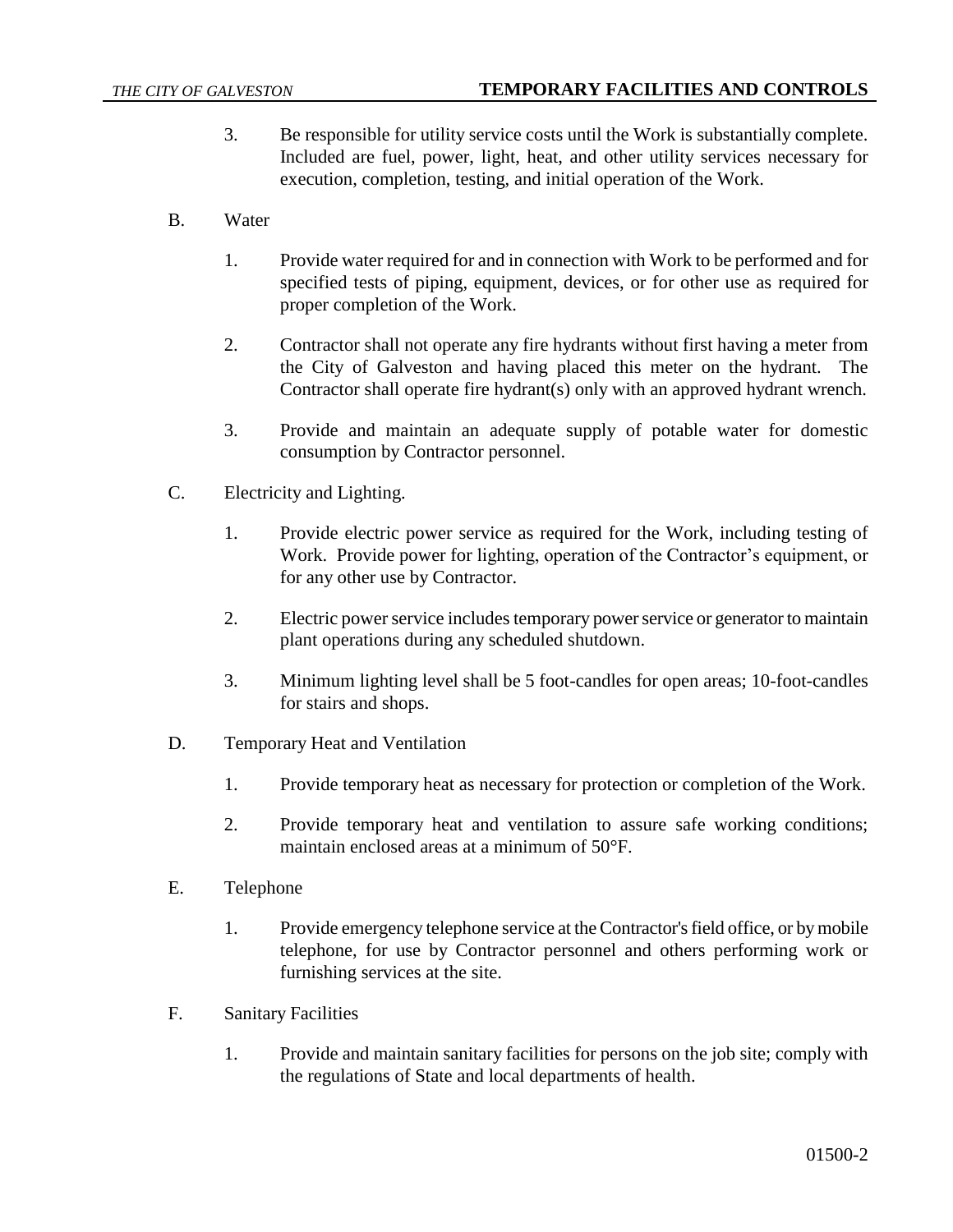3. Be responsible for utility service costs until the Work is substantially complete. Included are fuel, power, light, heat, and other utility services necessary for execution, completion, testing, and initial operation of the Work.

B. Water

1. Provide water required for and in connection with Work to be performed and for specified tests of piping, equipment, devices, or for other use as required for proper completion of the Work.

2. Contractor shall not operate any fire hydrants without first having a meter from the City of Galveston and having placed this meter on the hydrant. The Contractor shall operate fire hydrant(s) only with an approved hydrant wrench.

3. Provide and maintain an adequate supply of potable water for domestic consumption by Contractor personnel.

C. Electricity and Lighting.

1. Provide electric power service as required for the Work, including testing of Work. Provide power for lighting, operation of the Contractor's equipment, or for any other use by Contractor.

2. Electric power service includes temporary power service or generator to maintain plant operations during any scheduled shutdown.

3. Minimum lighting level shall be 5 foot-candles for open areas; 10-foot-candles for stairs and shops.

D. Temporary Heat and Ventilation

1. Provide temporary heat as necessary for protection or completion of the Work.

2. Provide temporary heat and ventilation to assure safe working conditions; maintain enclosed areas at a minimum of 50°F.

E. Telephone

1. Provide emergency telephone service at the Contractor's field office, or by mobile telephone, for use by Contractor personnel and others performing work or furnishing services at the site.

F. Sanitary Facilities

1. Provide and maintain sanitary facilities for persons on the job site; comply with the regulations of State and local departments of health.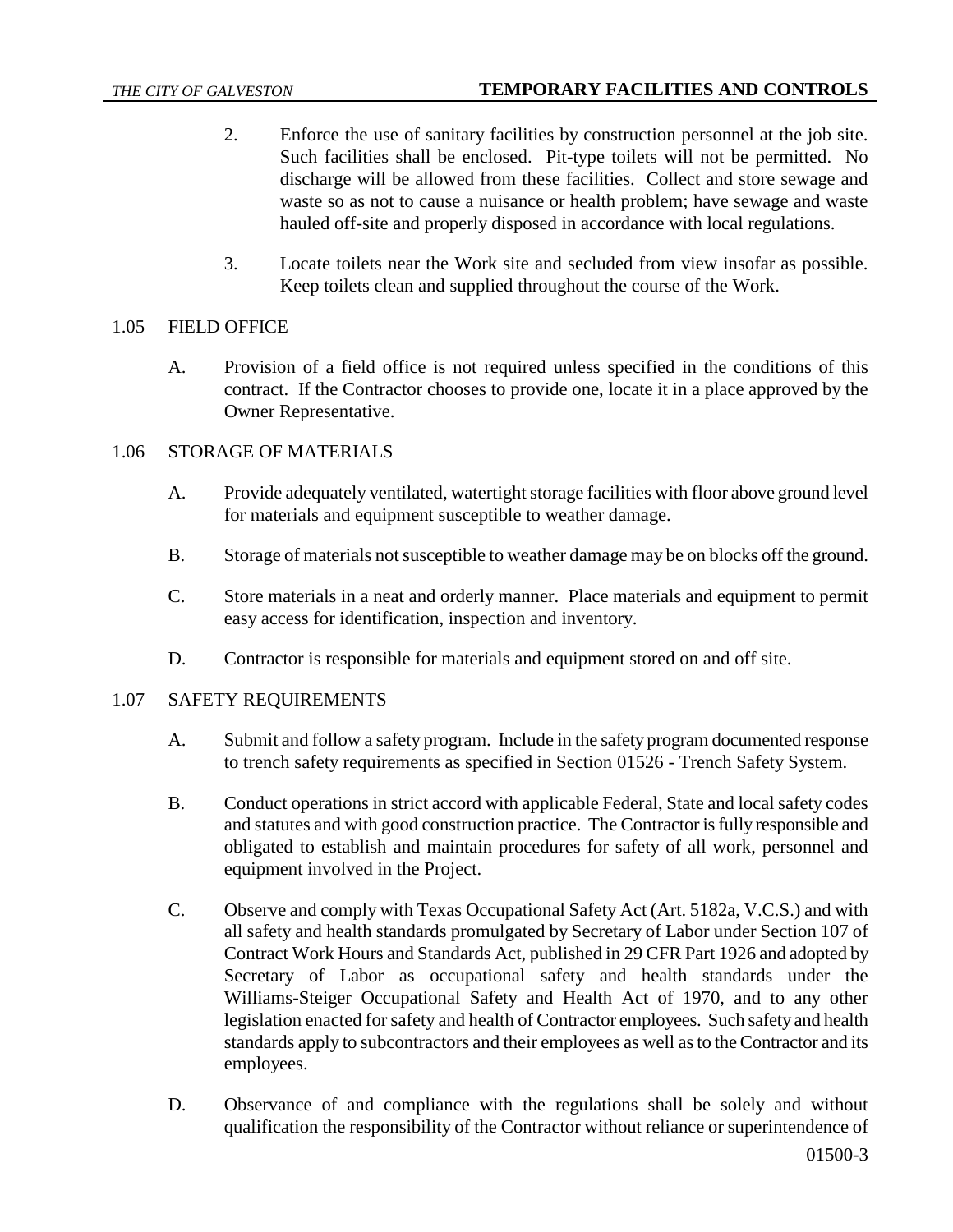2. Enforce the use of sanitary facilities by construction personnel at the job site. Such facilities shall be enclosed. Pit-type toilets will not be permitted. No discharge will be allowed from these facilities. Collect and store sewage and waste so as not to cause a nuisance or health problem; have sewage and waste hauled off-site and properly disposed in accordance with local regulations.

3. Locate toilets near the Work site and secluded from view insofar as possible. Keep toilets clean and supplied throughout the course of the Work.

## 1.05 FIELD OFFICE

A. Provision of a field office is not required unless specified in the conditions of this contract. If the Contractor chooses to provide one, locate it in a place approved by the Owner Representative.

## 1.06 STORAGE OF MATERIALS

A. Provide adequately ventilated, watertight storage facilities with floor above ground level for materials and equipment susceptible to weather damage.

B. Storage of materials not susceptible to weather damage may be on blocks off the ground.

C. Store materials in a neat and orderly manner. Place materials and equipment to permit easy access for identification, inspection and inventory.

D. Contractor is responsible for materials and equipment stored on and off site.

## 1.07 SAFETY REQUIREMENTS

A. Submit and follow a safety program. Include in the safety program documented response to trench safety requirements as specified in Section 01526 - Trench Safety System.

B. Conduct operations in strict accord with applicable Federal, State and local safety codes and statutes and with good construction practice. The Contractor is fully responsible and obligated to establish and maintain procedures for safety of all work, personnel and equipment involved in the Project.

C. Observe and comply with Texas Occupational Safety Act (Art. 5182a, V.C.S.) and with all safety and health standards promulgated by Secretary of Labor under Section 107 of Contract Work Hours and Standards Act, published in 29 CFR Part 1926 and adopted by Secretary of Labor as occupational safety and health standards under the Williams-Steiger Occupational Safety and Health Act of 1970, and to any other legislation enacted for safety and health of Contractor employees. Such safety and health standards apply to subcontractors and their employees as well as to the Contractor and its employees.

D. Observance of and compliance with the regulations shall be solely and without qualification the responsibility of the Contractor without reliance or superintendence of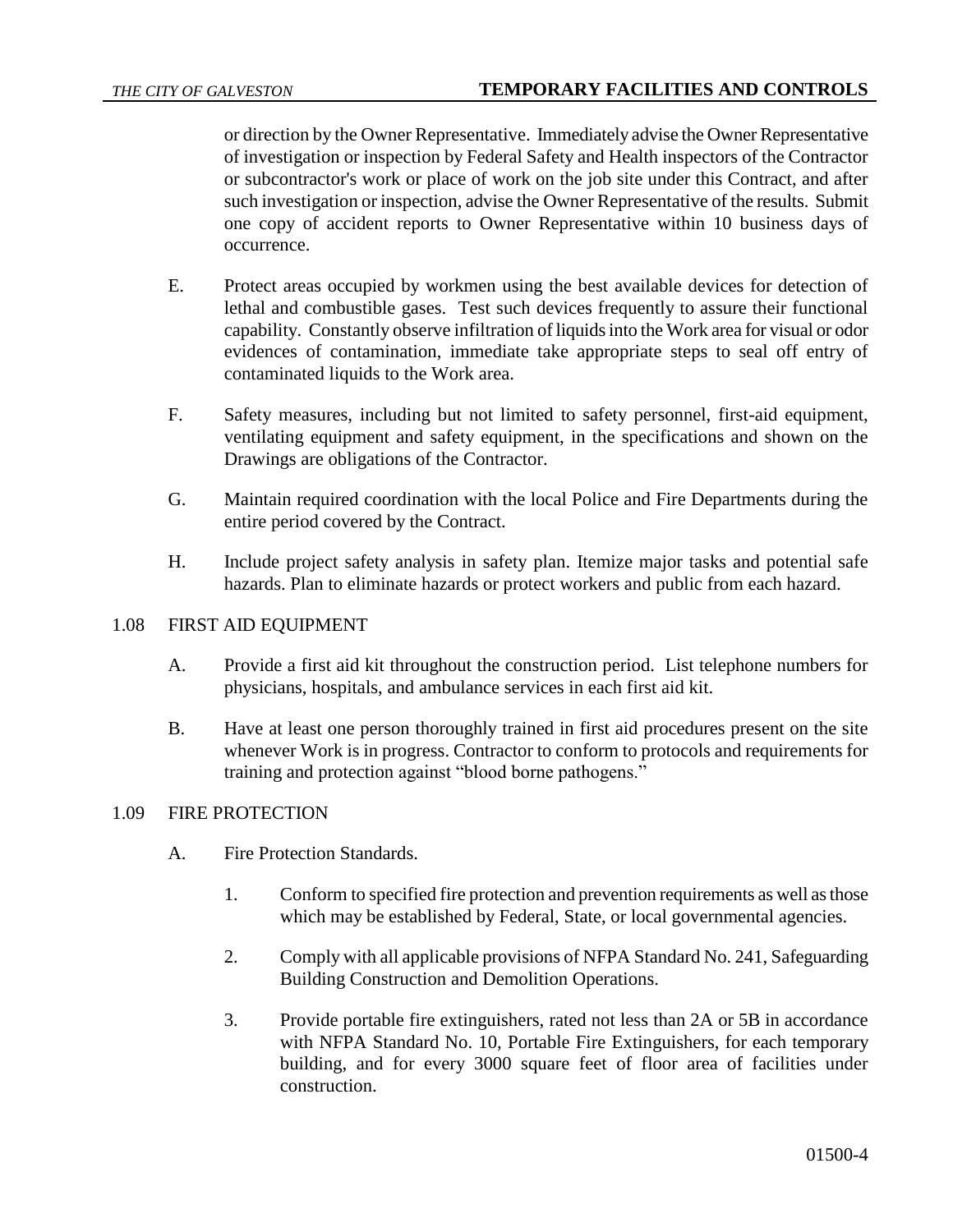or direction by the Owner Representative. Immediately advise the Owner Representative of investigation or inspection by Federal Safety and Health inspectors of the Contractor or subcontractor's work or place of work on the job site under this Contract, and after such investigation or inspection, advise the Owner Representative of the results. Submit one copy of accident reports to Owner Representative within 10 business days of occurrence.

E. Protect areas occupied by workmen using the best available devices for detection of lethal and combustible gases. Test such devices frequently to assure their functional capability. Constantly observe infiltration of liquids into the Work area for visual or odor evidences of contamination, immediate take appropriate steps to seal off entry of contaminated liquids to the Work area.

F. Safety measures, including but not limited to safety personnel, first-aid equipment, ventilating equipment and safety equipment, in the specifications and shown on the Drawings are obligations of the Contractor.

G. Maintain required coordination with the local Police and Fire Departments during the entire period covered by the Contract.

H. Include project safety analysis in safety plan. Itemize major tasks and potential safe hazards. Plan to eliminate hazards or protect workers and public from each hazard.

1.08 FIRST AID EQUIPMENT

A. Provide a first aid kit throughout the construction period. List telephone numbers for physicians, hospitals, and ambulance services in each first aid kit.

B. Have at least one person thoroughly trained in first aid procedures present on the site whenever Work is in progress. Contractor to conform to protocols and requirements for training and protection against "blood borne pathogens."

1.09 FIRE PROTECTION

A. Fire Protection Standards.

1. Conform to specified fire protection and prevention requirements as well as those which may be established by Federal, State, or local governmental agencies.

2. Comply with all applicable provisions of NFPA Standard No. 241, Safeguarding Building Construction and Demolition Operations.

3. Provide portable fire extinguishers, rated not less than 2A or 5B in accordance with NFPA Standard No. 10, Portable Fire Extinguishers, for each temporary building, and for every 3000 square feet of floor area of facilities under construction.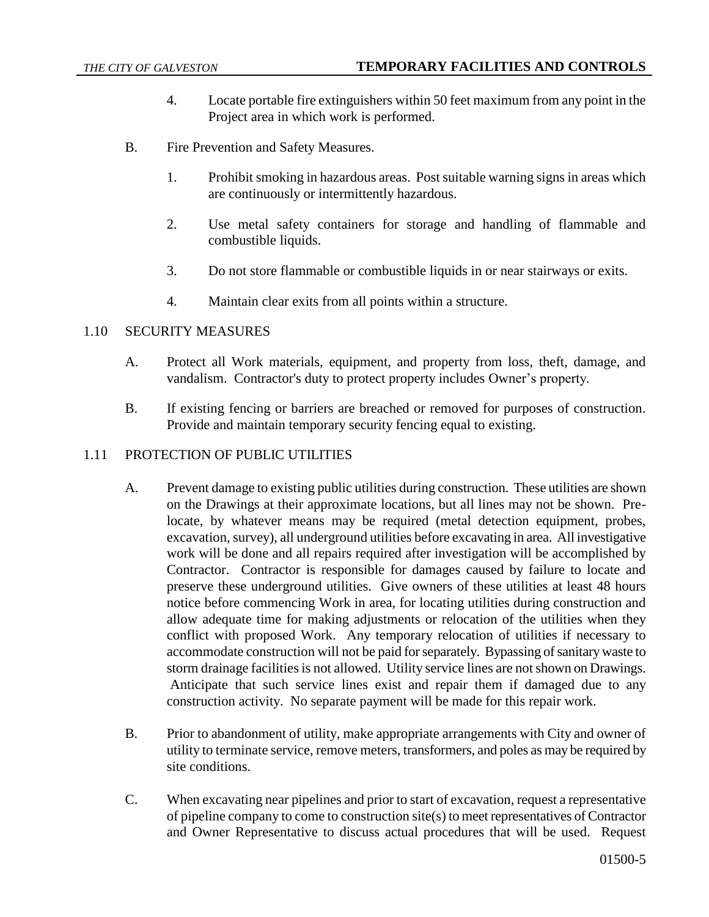4. Locate portable fire extinguishers within 50 feet maximum from any point in the Project area in which work is performed.

B. Fire Prevention and Safety Measures.

1. Prohibit smoking in hazardous areas. Post suitable warning signs in areas which are continuously or intermittently hazardous.

2. Use metal safety containers for storage and handling of flammable and combustible liquids.

3. Do not store flammable or combustible liquids in or near stairways or exits.

4. Maintain clear exits from all points within a structure.

## 1.10 SECURITY MEASURES

A. Protect all Work materials, equipment, and property from loss, theft, damage, and vandalism. Contractor's duty to protect property includes Owner's property.

B. If existing fencing or barriers are breached or removed for purposes of construction. Provide and maintain temporary security fencing equal to existing.

## 1.11 PROTECTION OF PUBLIC UTILITIES

A. Prevent damage to existing public utilities during construction. These utilities are shown on the Drawings at their approximate locations, but all lines may not be shown. Pre-locate, by whatever means may be required (metal detection equipment, probes, excavation, survey), all underground utilities before excavating in area. All investigative work will be done and all repairs required after investigation will be accomplished by Contractor. Contractor is responsible for damages caused by failure to locate and preserve these underground utilities. Give owners of these utilities at least 48 hours notice before commencing Work in area, for locating utilities during construction and allow adequate time for making adjustments or relocation of the utilities when they conflict with proposed Work. Any temporary relocation of utilities if necessary to accommodate construction will not be paid for separately. Bypassing of sanitary waste to storm drainage facilities is not allowed. Utility service lines are not shown on Drawings. Anticipate that such service lines exist and repair them if damaged due to any construction activity. No separate payment will be made for this repair work.

B. Prior to abandonment of utility, make appropriate arrangements with City and owner of utility to terminate service, remove meters, transformers, and poles as may be required by site conditions.

C. When excavating near pipelines and prior to start of excavation, request a representative of pipeline company to come to construction site(s) to meet representatives of Contractor and Owner Representative to discuss actual procedures that will be used. Request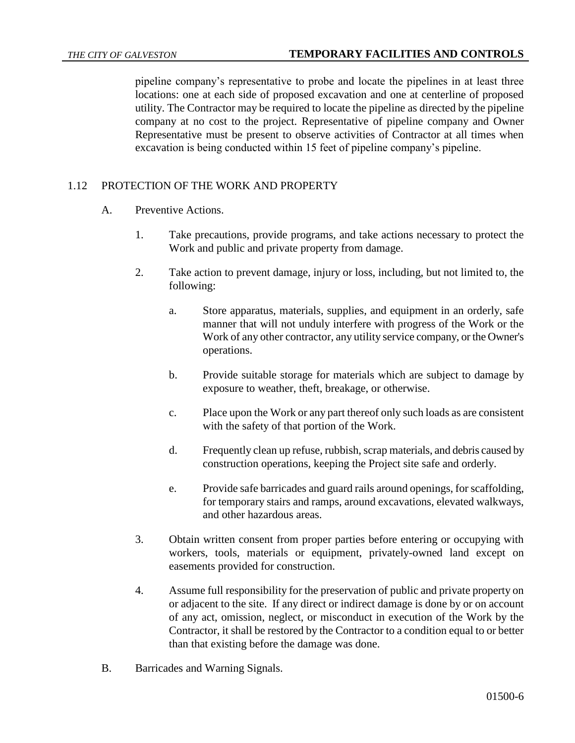pipeline company's representative to probe and locate the pipelines in at least three locations: one at each side of proposed excavation and one at centerline of proposed utility. The Contractor may be required to locate the pipeline as directed by the pipeline company at no cost to the project. Representative of pipeline company and Owner Representative must be present to observe activities of Contractor at all times when excavation is being conducted within 15 feet of pipeline company's pipeline.

## 1.12 PROTECTION OF THE WORK AND PROPERTY

A. Preventive Actions.

1. Take precautions, provide programs, and take actions necessary to protect the Work and public and private property from damage.

2. Take action to prevent damage, injury or loss, including, but not limited to, the following:

   a. Store apparatus, materials, supplies, and equipment in an orderly, safe manner that will not unduly interfere with progress of the Work or the Work of any other contractor, any utility service company, or the Owner's operations.

   b. Provide suitable storage for materials which are subject to damage by exposure to weather, theft, breakage, or otherwise.

   c. Place upon the Work or any part thereof only such loads as are consistent with the safety of that portion of the Work.

   d. Frequently clean up refuse, rubbish, scrap materials, and debris caused by construction operations, keeping the Project site safe and orderly.

   e. Provide safe barricades and guard rails around openings, for scaffolding, for temporary stairs and ramps, around excavations, elevated walkways, and other hazardous areas.

3. Obtain written consent from proper parties before entering or occupying with workers, tools, materials or equipment, privately-owned land except on easements provided for construction.

4. Assume full responsibility for the preservation of public and private property on or adjacent to the site. If any direct or indirect damage is done by or on account of any act, omission, neglect, or misconduct in execution of the Work by the Contractor, it shall be restored by the Contractor to a condition equal to or better than that existing before the damage was done.

B. Barricades and Warning Signals.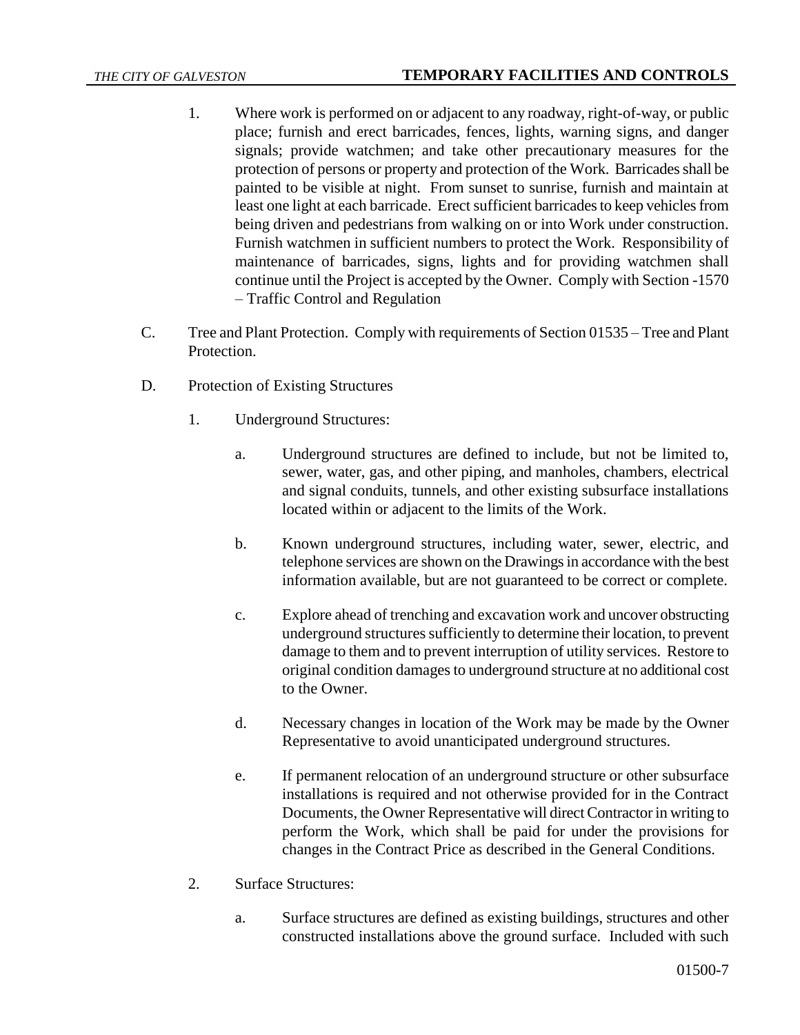1. Where work is performed on or adjacent to any roadway, right-of-way, or public place; furnish and erect barricades, fences, lights, warning signs, and danger signals; provide watchmen; and take other precautionary measures for the protection of persons or property and protection of the Work. Barricades shall be painted to be visible at night. From sunset to sunrise, furnish and maintain at least one light at each barricade. Erect sufficient barricades to keep vehicles from being driven and pedestrians from walking on or into Work under construction. Furnish watchmen in sufficient numbers to protect the Work. Responsibility of maintenance of barricades, signs, lights and for providing watchmen shall continue until the Project is accepted by the Owner. Comply with Section -1570 – Traffic Control and Regulation

C. Tree and Plant Protection. Comply with requirements of Section 01535 – Tree and Plant Protection.

D. Protection of Existing Structures

   1. Underground Structures:

      a. Underground structures are defined to include, but not be limited to, sewer, water, gas, and other piping, and manholes, chambers, electrical and signal conduits, tunnels, and other existing subsurface installations located within or adjacent to the limits of the Work.

      b. Known underground structures, including water, sewer, electric, and telephone services are shown on the Drawings in accordance with the best information available, but are not guaranteed to be correct or complete.

      c. Explore ahead of trenching and excavation work and uncover obstructing underground structures sufficiently to determine their location, to prevent damage to them and to prevent interruption of utility services. Restore to original condition damages to underground structure at no additional cost to the Owner.

      d. Necessary changes in location of the Work may be made by the Owner Representative to avoid unanticipated underground structures.

      e. If permanent relocation of an underground structure or other subsurface installations is required and not otherwise provided for in the Contract Documents, the Owner Representative will direct Contractor in writing to perform the Work, which shall be paid for under the provisions for changes in the Contract Price as described in the General Conditions.

   2. Surface Structures:

      a. Surface structures are defined as existing buildings, structures and other constructed installations above the ground surface. Included with such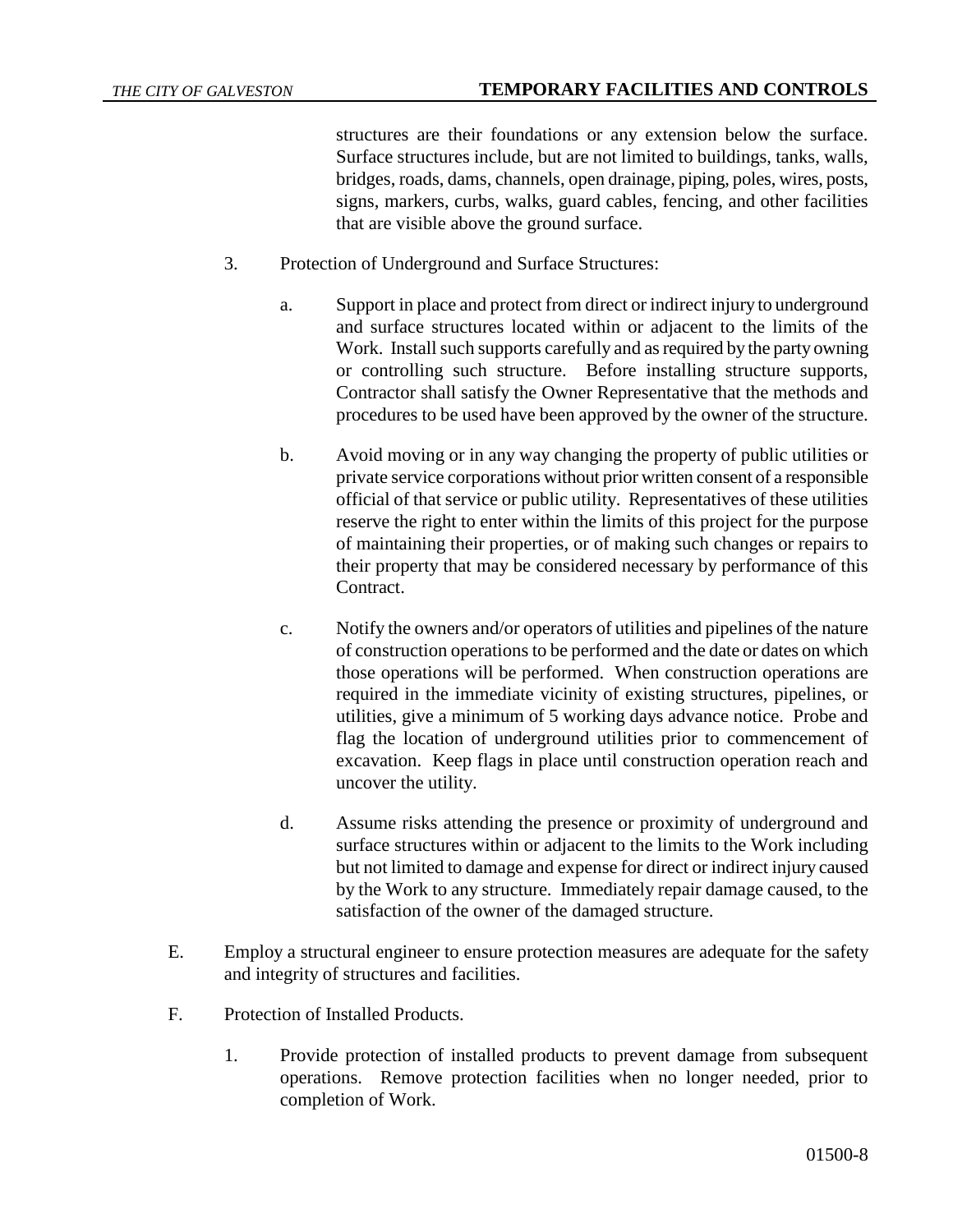structures are their foundations or any extension below the surface. Surface structures include, but are not limited to buildings, tanks, walls, bridges, roads, dams, channels, open drainage, piping, poles, wires, posts, signs, markers, curbs, walks, guard cables, fencing, and other facilities that are visible above the ground surface.

3. Protection of Underground and Surface Structures:

   a. Support in place and protect from direct or indirect injury to underground and surface structures located within or adjacent to the limits of the Work. Install such supports carefully and as required by the party owning or controlling such structure. Before installing structure supports, Contractor shall satisfy the Owner Representative that the methods and procedures to be used have been approved by the owner of the structure.

   b. Avoid moving or in any way changing the property of public utilities or private service corporations without prior written consent of a responsible official of that service or public utility. Representatives of these utilities reserve the right to enter within the limits of this project for the purpose of maintaining their properties, or of making such changes or repairs to their property that may be considered necessary by performance of this Contract.

   c. Notify the owners and/or operators of utilities and pipelines of the nature of construction operations to be performed and the date or dates on which those operations will be performed. When construction operations are required in the immediate vicinity of existing structures, pipelines, or utilities, give a minimum of 5 working days advance notice. Probe and flag the location of underground utilities prior to commencement of excavation. Keep flags in place until construction operation reach and uncover the utility.

   d. Assume risks attending the presence or proximity of underground and surface structures within or adjacent to the limits to the Work including but not limited to damage and expense for direct or indirect injury caused by the Work to any structure. Immediately repair damage caused, to the satisfaction of the owner of the damaged structure.

E. Employ a structural engineer to ensure protection measures are adequate for the safety and integrity of structures and facilities.

F. Protection of Installed Products.

   1. Provide protection of installed products to prevent damage from subsequent operations. Remove protection facilities when no longer needed, prior to completion of Work.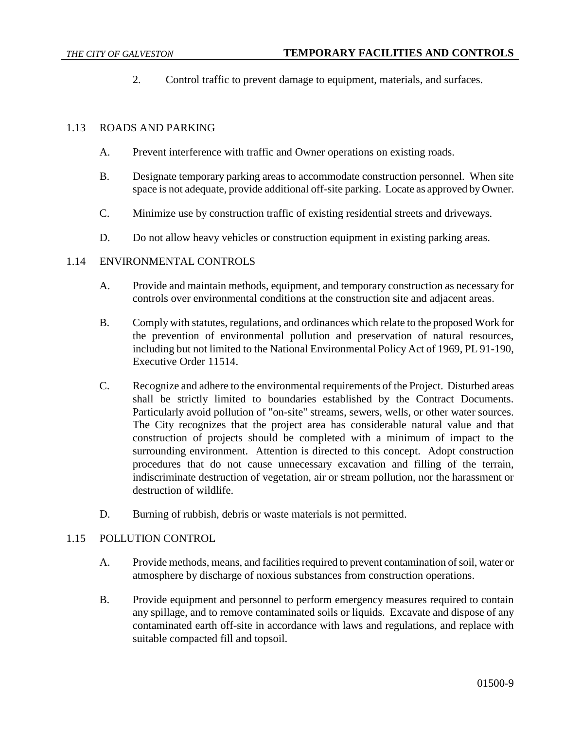2. Control traffic to prevent damage to equipment, materials, and surfaces.

## 1.13 ROADS AND PARKING

A. Prevent interference with traffic and Owner operations on existing roads.

B. Designate temporary parking areas to accommodate construction personnel. When site space is not adequate, provide additional off-site parking. Locate as approved by Owner.

C. Minimize use by construction traffic of existing residential streets and driveways.

D. Do not allow heavy vehicles or construction equipment in existing parking areas.

## 1.14 ENVIRONMENTAL CONTROLS

A. Provide and maintain methods, equipment, and temporary construction as necessary for controls over environmental conditions at the construction site and adjacent areas.

B. Comply with statutes, regulations, and ordinances which relate to the proposed Work for the prevention of environmental pollution and preservation of natural resources, including but not limited to the National Environmental Policy Act of 1969, PL 91-190, Executive Order 11514.

C. Recognize and adhere to the environmental requirements of the Project. Disturbed areas shall be strictly limited to boundaries established by the Contract Documents. Particularly avoid pollution of "on-site" streams, sewers, wells, or other water sources. The City recognizes that the project area has considerable natural value and that construction of projects should be completed with a minimum of impact to the surrounding environment. Attention is directed to this concept. Adopt construction procedures that do not cause unnecessary excavation and filling of the terrain, indiscriminate destruction of vegetation, air or stream pollution, nor the harassment or destruction of wildlife.

D. Burning of rubbish, debris or waste materials is not permitted.

## 1.15 POLLUTION CONTROL

A. Provide methods, means, and facilities required to prevent contamination of soil, water or atmosphere by discharge of noxious substances from construction operations.

B. Provide equipment and personnel to perform emergency measures required to contain any spillage, and to remove contaminated soils or liquids. Excavate and dispose of any contaminated earth off-site in accordance with laws and regulations, and replace with suitable compacted fill and topsoil.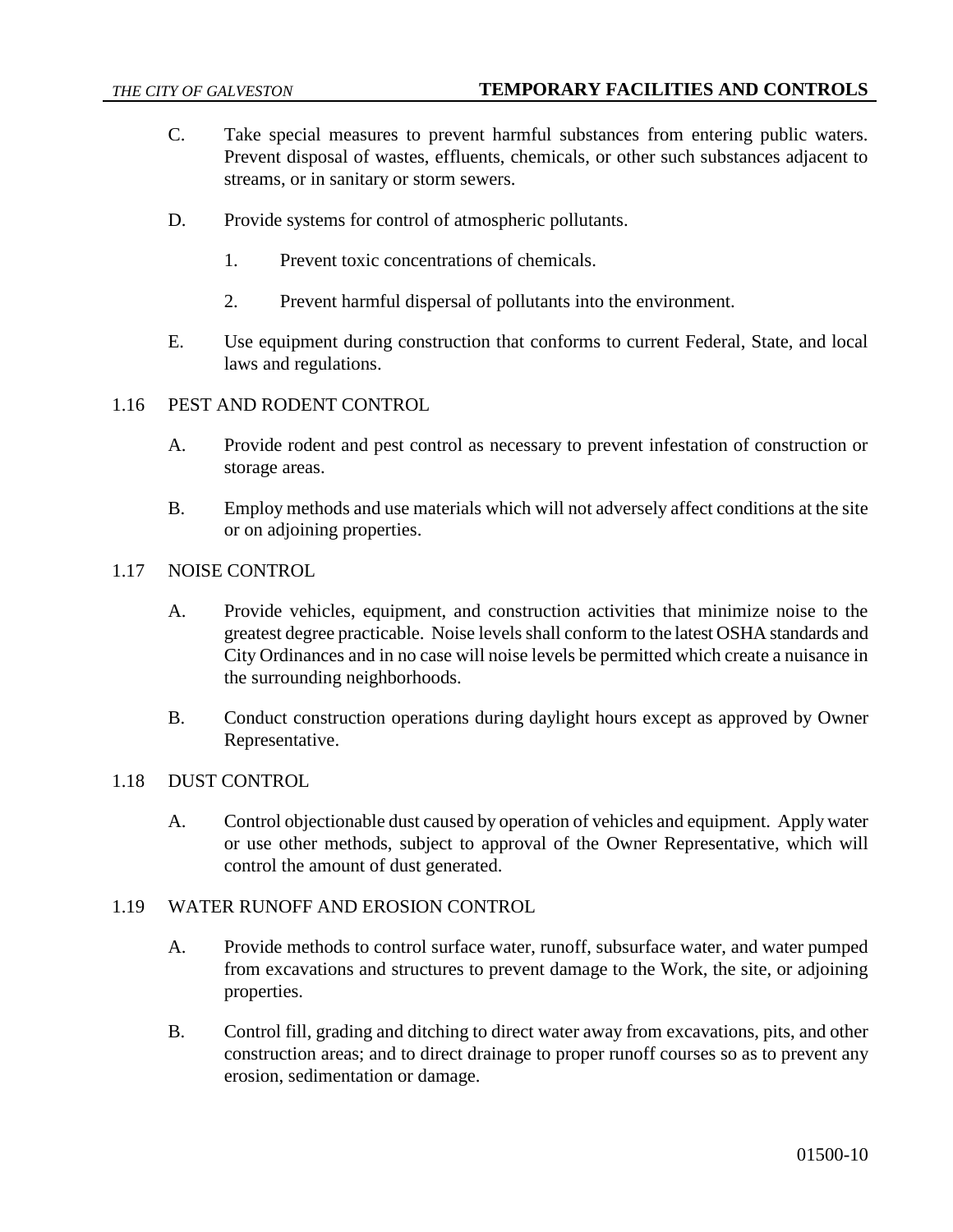C. Take special measures to prevent harmful substances from entering public waters. Prevent disposal of wastes, effluents, chemicals, or other such substances adjacent to streams, or in sanitary or storm sewers.

D. Provide systems for control of atmospheric pollutants.

1. Prevent toxic concentrations of chemicals.

2. Prevent harmful dispersal of pollutants into the environment.

E. Use equipment during construction that conforms to current Federal, State, and local laws and regulations.

## 1.16 PEST AND RODENT CONTROL

A. Provide rodent and pest control as necessary to prevent infestation of construction or storage areas.

B. Employ methods and use materials which will not adversely affect conditions at the site or on adjoining properties.

## 1.17 NOISE CONTROL

A. Provide vehicles, equipment, and construction activities that minimize noise to the greatest degree practicable. Noise levels shall conform to the latest OSHA standards and City Ordinances and in no case will noise levels be permitted which create a nuisance in the surrounding neighborhoods.

B. Conduct construction operations during daylight hours except as approved by Owner Representative.

## 1.18 DUST CONTROL

A. Control objectionable dust caused by operation of vehicles and equipment. Apply water or use other methods, subject to approval of the Owner Representative, which will control the amount of dust generated.

## 1.19 WATER RUNOFF AND EROSION CONTROL

A. Provide methods to control surface water, runoff, subsurface water, and water pumped from excavations and structures to prevent damage to the Work, the site, or adjoining properties.

B. Control fill, grading and ditching to direct water away from excavations, pits, and other construction areas; and to direct drainage to proper runoff courses so as to prevent any erosion, sedimentation or damage.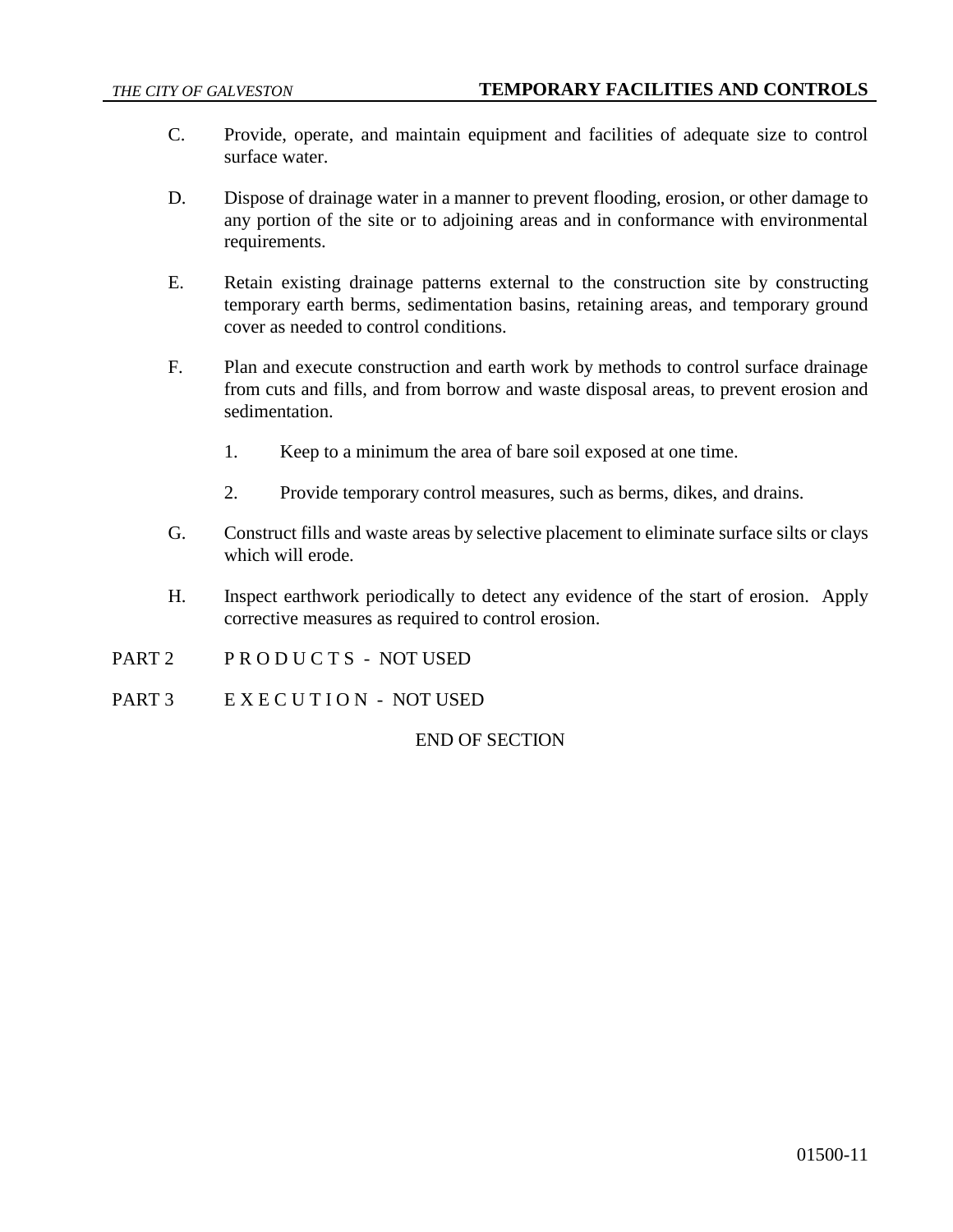C. Provide, operate, and maintain equipment and facilities of adequate size to control surface water.

D. Dispose of drainage water in a manner to prevent flooding, erosion, or other damage to any portion of the site or to adjoining areas and in conformance with environmental requirements.

E. Retain existing drainage patterns external to the construction site by constructing temporary earth berms, sedimentation basins, retaining areas, and temporary ground cover as needed to control conditions.

F. Plan and execute construction and earth work by methods to control surface drainage from cuts and fills, and from borrow and waste disposal areas, to prevent erosion and sedimentation.

   1. Keep to a minimum the area of bare soil exposed at one time.

   2. Provide temporary control measures, such as berms, dikes, and drains.

G. Construct fills and waste areas by selective placement to eliminate surface silts or clays which will erode.

H. Inspect earthwork periodically to detect any evidence of the start of erosion. Apply corrective measures as required to control erosion.

## PART 2 P R O D U C T S - NOT USED

## PART 3 E X E C U T I O N - NOT USED

END OF SECTION